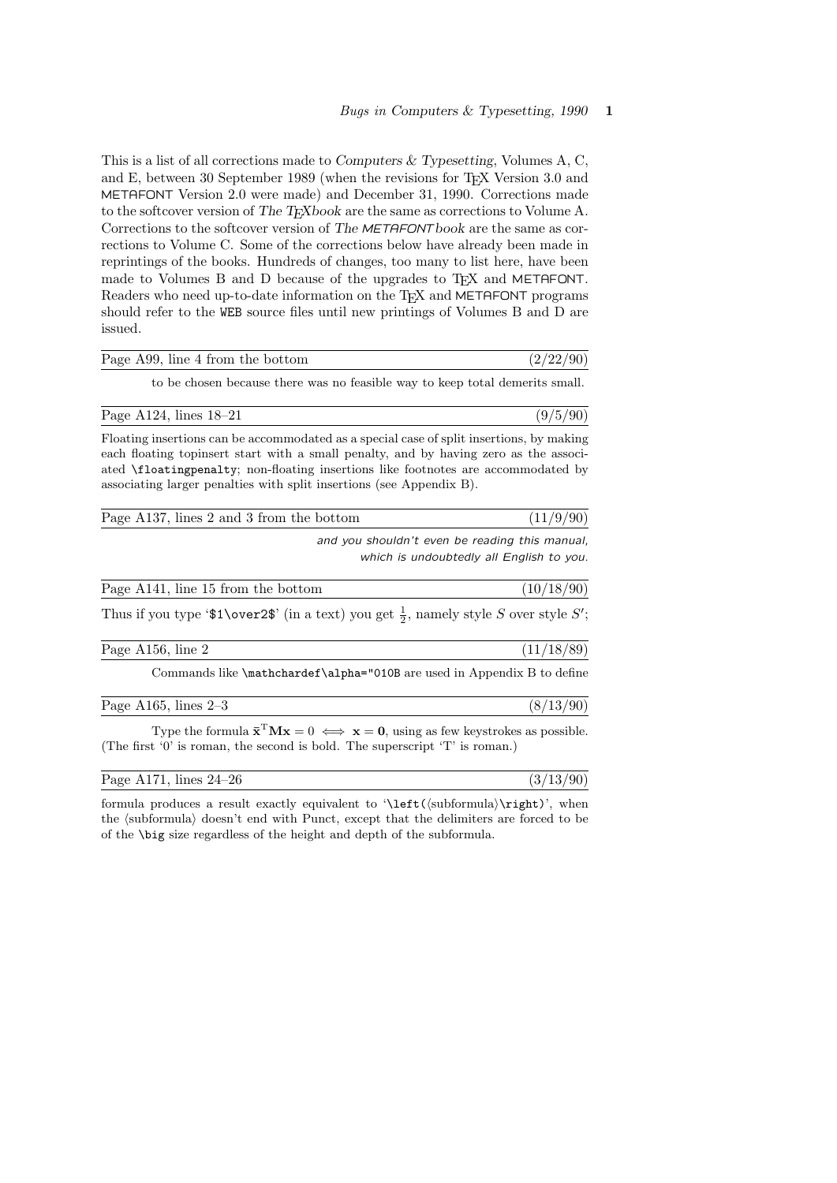This is a list of all corrections made to *Computers & Typesetting*, Volumes A, C, and E, between 30 September 1989 (when the revisions for TeX Version 3.0 and METAFONT Version 2.0 were made) and December 31, 1990. Corrections made to the softcover version of *The TeXbook* are the same as corrections to Volume A. Corrections to the softcover version of *The METAFONTbook* are the same as corrections to Volume C. Some of the corrections below have already been made in reprintings of the books. Hundreds of changes, too many to list here, have been made to Volumes B and D because of the upgrades to TeX and METAFONT. Readers who need up-to-date information on the TeX and METAFONT programs should refer to the WEB source files until new printings of Volumes B and D are issued.

---

Page A99, line 4 from the bottom (2/22/90)

to be chosen because there was no feasible way to keep total demerits small.

---

Page A124, lines 18–21 (9/5/90)

Floating insertions can be accommodated as a special case of split insertions, by making each floating topinsert start with a small penalty, and by having zero as the associated `\floatingpenalty`; non-floating insertions like footnotes are accommodated by associating larger penalties with split insertions (see Appendix B).

---

Page A137, lines 2 and 3 from the bottom (11/9/90)

*and you shouldn't even be reading this manual, which is undoubtedly all English to you.*

---

Page A141, line 15 from the bottom (10/18/90)

Thus if you type '`$1\over2$`' (in a text) you get $\frac{1}{2}$, namely style $S$ over style $S'$;

---

Page A156, line 2 (11/18/89)

Commands like `\mathchardef\alpha="010B` are used in Appendix B to define

---

Page A165, lines 2–3 (8/13/90)

Type the formula $\bar{\mathbf{x}}^{\mathrm{T}}\mathbf{M}\mathbf{x}=0 \iff \mathbf{x}=\mathbf{0}$, using as few keystrokes as possible. (The first '0' is roman, the second is bold. The superscript 'T' is roman.)

---

Page A171, lines 24–26 (3/13/90)

formula produces a result exactly equivalent to '`\left(`⟨subformula⟩`\right)`', when the ⟨subformula⟩ doesn't end with Punct, except that the delimiters are forced to be of the `\big` size regardless of the height and depth of the subformula.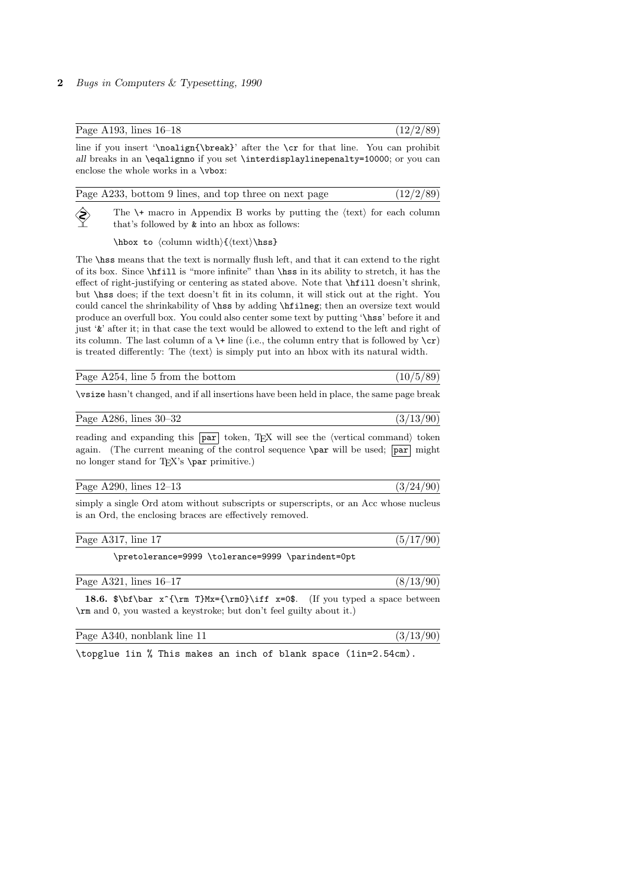Page A193, lines 16–18 (12/2/89)

line if you insert '`\noalign{\break}`' after the `\cr` for that line. You can prohibit *all* breaks in an `\eqalignno` if you set `\interdisplaylinepenalty=10000`; or you can enclose the whole works in a `\vbox`:

Page A233, bottom 9 lines, and top three on next page (12/2/89)

The `\+` macro in Appendix B works by putting the ⟨text⟩ for each column that's followed by `&` into an hbox as follows:

`\hbox to` ⟨column width⟩`{`⟨text⟩`\hss}`

The `\hss` means that the text is normally flush left, and that it can extend to the right of its box. Since `\hfill` is "more infinite" than `\hss` in its ability to stretch, it has the effect of right-justifying or centering as stated above. Note that `\hfill` doesn't shrink, but `\hss` does; if the text doesn't fit in its column, it will stick out at the right. You could cancel the shrinkability of `\hss` by adding `\hfilneg`; then an oversize text would produce an overfull box. You could also center some text by putting '`\hss`' before it and just '`&`' after it; in that case the text would be allowed to extend to the left and right of its column. The last column of a `\+` line (i.e., the column entry that is followed by `\cr`) is treated differently: The ⟨text⟩ is simply put into an hbox with its natural width.

Page A254, line 5 from the bottom (10/5/89)

`\vsize` hasn't changed, and if all insertions have been held in place, the same page break

Page A286, lines 30–32 (3/13/90)

reading and expanding this `par` token, TeX will see the ⟨vertical command⟩ token again. (The current meaning of the control sequence `\par` will be used; `par` might no longer stand for TeX's `\par` primitive.)

Page A290, lines 12–13 (3/24/90)

simply a single Ord atom without subscripts or superscripts, or an Acc whose nucleus is an Ord, the enclosing braces are effectively removed.

Page A317, line 17 (5/17/90)

```
\pretolerance=9999 \tolerance=9999 \parindent=0pt
```

Page A321, lines 16–17 (8/13/90)

**18.6.** `$\bf\bar x^{\rm T}Mx={\rm0}\iff x=0$`. (If you typed a space between `\rm` and `0`, you wasted a keystroke; but don't feel guilty about it.)

Page A340, nonblank line 11 (3/13/90)

```
\topglue 1in % This makes an inch of blank space (1in=2.54cm).
```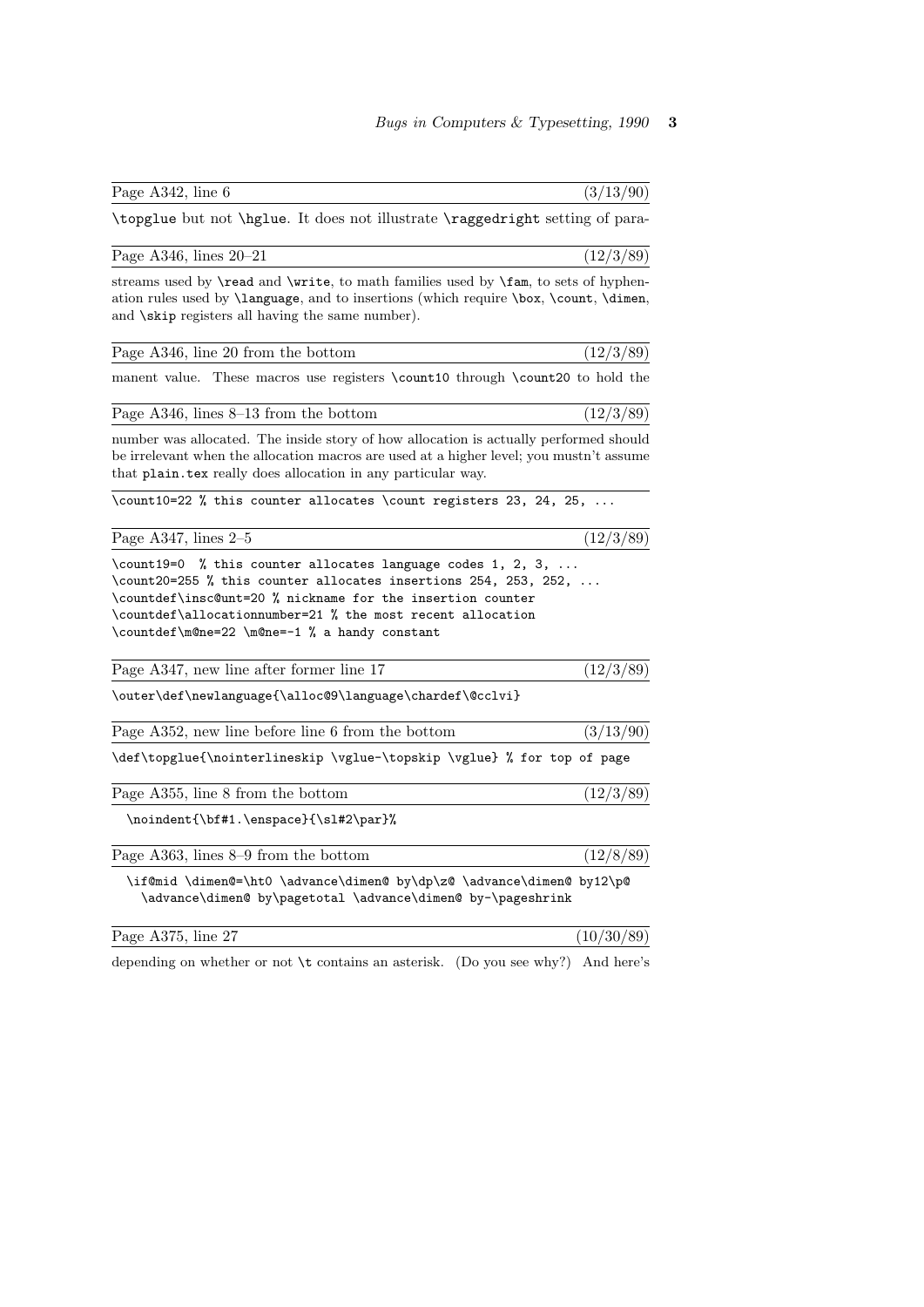**Page A342, line 6** (3/13/90)

`\topglue` but not `\hglue`. It does not illustrate `\raggedright` setting of para-

**Page A346, lines 20–21** (12/3/89)

streams used by `\read` and `\write`, to math families used by `\fam`, to sets of hyphenation rules used by `\language`, and to insertions (which require `\box`, `\count`, `\dimen`, and `\skip` registers all having the same number).

**Page A346, line 20 from the bottom** (12/3/89)

manent value. These macros use registers `\count10` through `\count20` to hold the

**Page A346, lines 8–13 from the bottom** (12/3/89)

number was allocated. The inside story of how allocation is actually performed should be irrelevant when the allocation macros are used at a higher level; you mustn't assume that `plain.tex` really does allocation in any particular way.

```
\count10=22 % this counter allocates \count registers 23, 24, 25, ...
```

**Page A347, lines 2–5** (12/3/89)

```
\count19=0  % this counter allocates language codes 1, 2, 3, ...
\count20=255 % this counter allocates insertions 254, 253, 252, ...
\countdef\insc@unt=20 % nickname for the insertion counter
\countdef\allocationnumber=21 % the most recent allocation
\countdef\m@ne=22 \m@ne=-1 % a handy constant
```

**Page A347, new line after former line 17** (12/3/89)

```
\outer\def\newlanguage{\alloc@9\language\chardef\@cclvi}
```

**Page A352, new line before line 6 from the bottom** (3/13/90)

```
\def\topglue{\nointerlineskip \vglue-\topskip \vglue} % for top of page
```

**Page A355, line 8 from the bottom** (12/3/89)

```
  \noindent{\bf#1.\enspace}{\sl#2\par}%
```

**Page A363, lines 8–9 from the bottom** (12/8/89)

```
  \if@mid \dimen@=\ht0 \advance\dimen@ by\dp\z@ \advance\dimen@ by12\p@
    \advance\dimen@ by\pagetotal \advance\dimen@ by-\pageshrink
```

**Page A375, line 27** (10/30/89)

depending on whether or not `\t` contains an asterisk. (Do you see why?) And here's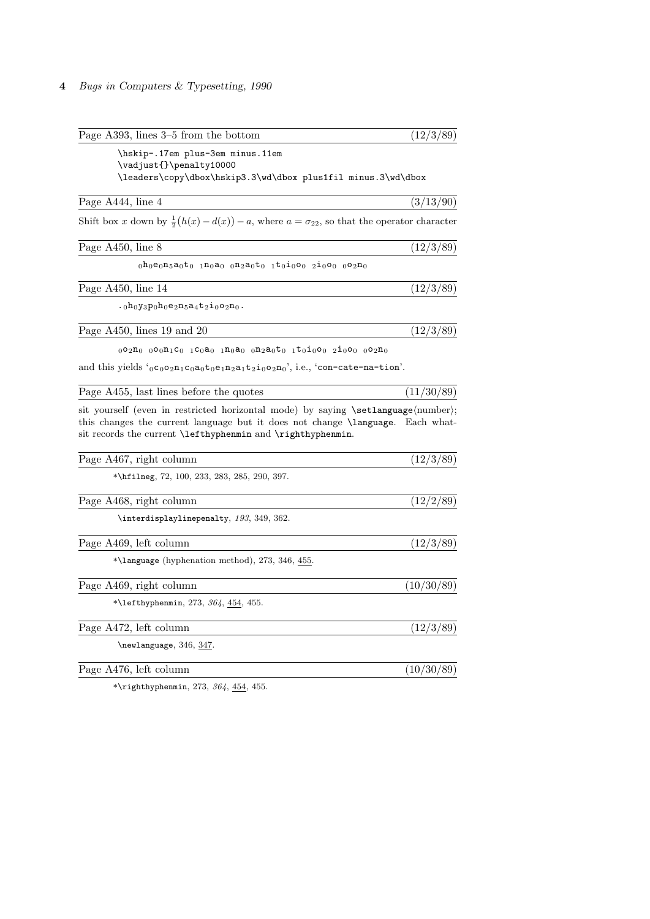Page A393, lines 3–5 from the bottom (12/3/89)

```
\hskip-.17em plus-3em minus.11em
\vadjust{}\penalty10000
\leaders\copy\dbox\hskip3.3\wd\dbox plus1fil minus.3\wd\dbox
```

Page A444, line 4 (3/13/90)

Shift box $x$ down by $\frac{1}{2}\bigl(h(x)-d(x)\bigr)-a$, where $a=\sigma_{22}$, so that the operator character

Page A450, line 8 (12/3/89)

$_0\mathtt{h}_0\mathtt{e}_0\mathtt{n}_5\mathtt{a}_0\mathtt{t}_0\ \ _1\mathtt{n}_0\mathtt{a}_0\ \ _0\mathtt{n}_2\mathtt{a}_0\mathtt{t}_0\ \ _1\mathtt{t}_0\mathtt{i}_0\mathtt{o}_0\ \ _2\mathtt{i}_0\mathtt{o}_0\ \ _0\mathtt{o}_2\mathtt{n}_0$

Page A450, line 14 (12/3/89)

$\mathtt{.}_0\mathtt{h}_0\mathtt{y}_3\mathtt{p}_0\mathtt{h}_0\mathtt{e}_2\mathtt{n}_5\mathtt{a}_4\mathtt{t}_2\mathtt{i}_0\mathtt{o}_2\mathtt{n}_0\mathtt{.}$

Page A450, lines 19 and 20 (12/3/89)

$_0\mathtt{o}_2\mathtt{n}_0\ \ _0\mathtt{o}_0\mathtt{n}_1\mathtt{c}_0\ \ _1\mathtt{c}_0\mathtt{a}_0\ \ _1\mathtt{n}_0\mathtt{a}_0\ \ _0\mathtt{n}_2\mathtt{a}_0\mathtt{t}_0\ \ _1\mathtt{t}_0\mathtt{i}_0\mathtt{o}_0\ \ _2\mathtt{i}_0\mathtt{o}_0\ \ _0\mathtt{o}_2\mathtt{n}_0$

and this yields '$_0\mathtt{c}_0\mathtt{o}_2\mathtt{n}_1\mathtt{c}_0\mathtt{a}_0\mathtt{t}_0\mathtt{e}_1\mathtt{n}_2\mathtt{a}_1\mathtt{t}_2\mathtt{i}_0\mathtt{o}_2\mathtt{n}_0$', i.e., '`con-cate-na-tion`'.

Page A455, last lines before the quotes (11/30/89)

sit yourself (even in restricted horizontal mode) by saying `\setlanguage`⟨number⟩; this changes the current language but it does not change `\language`. Each whatsit records the current `\lefthyphenmin` and `\righthyphenmin`.

Page A467, right column (12/3/89)

*`\hfilneg`, 72, 100, 233, 283, 285, 290, 397.

Page A468, right column (12/2/89)

`\interdisplaylinepenalty`, *193*, 349, 362.

Page A469, left column (12/3/89)

*`\language` (hyphenation method), 273, 346, <u>455</u>.

Page A469, right column (10/30/89)

*`\lefthyphenmin`, 273, *364*, <u>454</u>, 455.

Page A472, left column (12/3/89)

`\newlanguage`, 346, <u>347</u>.

Page A476, left column (10/30/89)

*`\righthyphenmin`, 273, *364*, <u>454</u>, 455.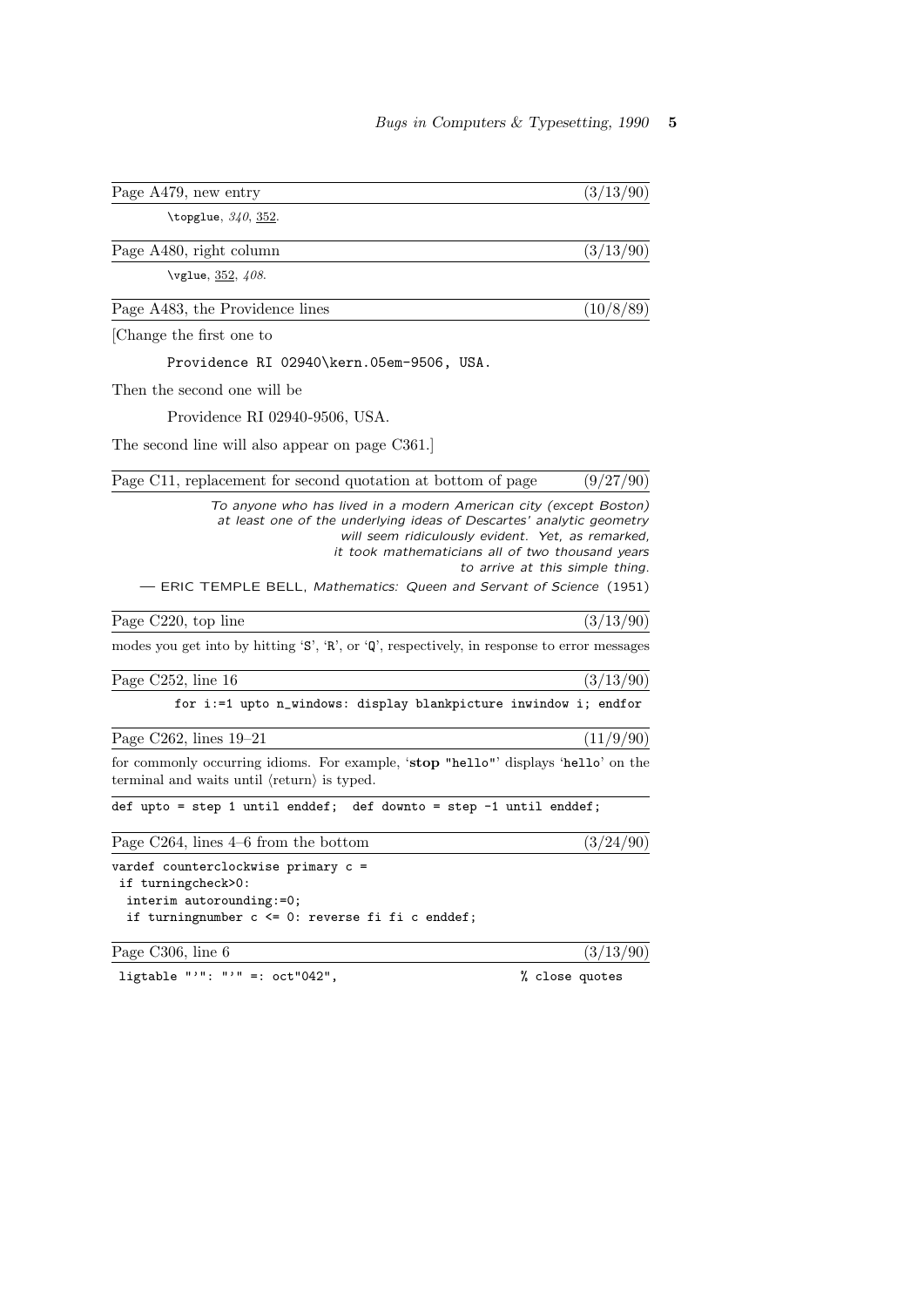Page A479, new entry (3/13/90)

`\topglue`, *340*, 352.

Page A480, right column (3/13/90)

`\vglue`, 352, *408*.

Page A483, the Providence lines (10/8/89)

[Change the first one to

```
Providence RI 02940\kern.05em-9506, USA.
```

Then the second one will be

Providence RI 02940-9506, USA.

The second line will also appear on page C361.]

Page C11, replacement for second quotation at bottom of page (9/27/90)

> *To anyone who has lived in a modern American city (except Boston) at least one of the underlying ideas of Descartes' analytic geometry will seem ridiculously evident. Yet, as remarked, it took mathematicians all of two thousand years to arrive at this simple thing.*
>
> — ERIC TEMPLE BELL, *Mathematics: Queen and Servant of Science* (1951)

Page C220, top line (3/13/90)

modes you get into by hitting '`S`', '`R`', or '`Q`', respectively, in response to error messages

Page C252, line 16 (3/13/90)

```
for i:=1 upto n_windows: display blankpicture inwindow i; endfor
```

Page C262, lines 19–21 (11/9/90)

for commonly occurring idioms. For example, '**stop** `"hello"`' displays '`hello`' on the terminal and waits until ⟨return⟩ is typed.

```
def upto = step 1 until enddef;  def downto = step -1 until enddef;
```

Page C264, lines 4–6 from the bottom (3/24/90)

```
vardef counterclockwise primary c =
 if turningcheck>0:
  interim autorounding:=0;
  if turningnumber c <= 0: reverse fi fi c enddef;
```

Page C306, line 6 (3/13/90)

```
ligtable "'": "'" =: oct"042",                        % close quotes
```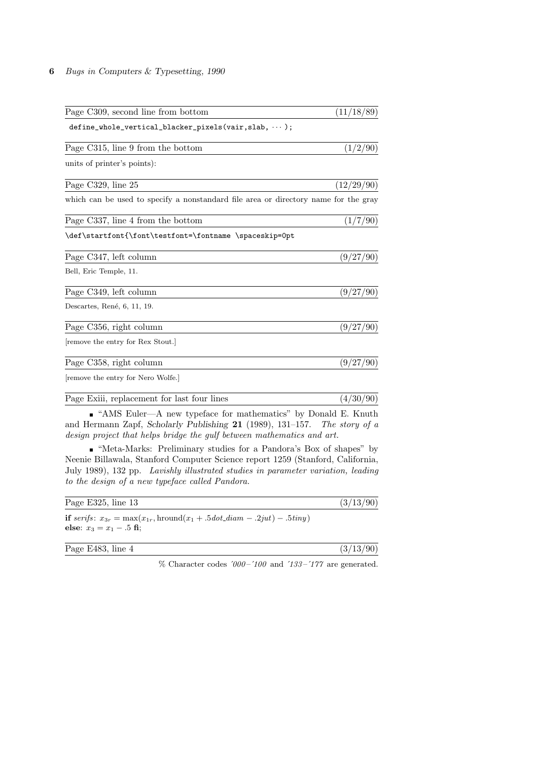**Page C309, second line from bottom** (11/18/89)

```
define_whole_vertical_blacker_pixels(vair,slab, ··· );
```

**Page C315, line 9 from the bottom** (1/2/90)

units of printer's points):

**Page C329, line 25** (12/29/90)

which can be used to specify a nonstandard file area or directory name for the gray

**Page C337, line 4 from the bottom** (1/7/90)

```
\def\startfont{\font\testfont=\fontname \spaceskip=0pt
```

**Page C347, left column** (9/27/90)

Bell, Eric Temple, 11.

**Page C349, left column** (9/27/90)

Descartes, René, 6, 11, 19.

**Page C356, right column** (9/27/90)

[remove the entry for Rex Stout.]

**Page C358, right column** (9/27/90)

[remove the entry for Nero Wolfe.]

**Page Exiii, replacement for last four lines** (4/30/90)

- "AMS Euler—A new typeface for mathematics" by Donald E. Knuth and Hermann Zapf, *Scholarly Publishing* **21** (1989), 131–157. *The story of a design project that helps bridge the gulf between mathematics and art.*

- "Meta-Marks: Preliminary studies for a Pandora's Box of shapes" by Neenie Billawala, Stanford Computer Science report 1259 (Stanford, California, July 1989), 132 pp. *Lavishly illustrated studies in parameter variation, leading to the design of a new typeface called Pandora.*

**Page E325, line 13** (3/13/90)

**if** *serifs*: $x_{3r} = \max(x_{1r}, \mathrm{hround}(x_1 + .5 dot\_diam - .2 jut) - .5 tiny)$
**else**: $x_3 = x_1 - .5$ **fi**;

**Page E483, line 4** (3/13/90)

% Character codes *´000–´100* and *´133–´177* are generated.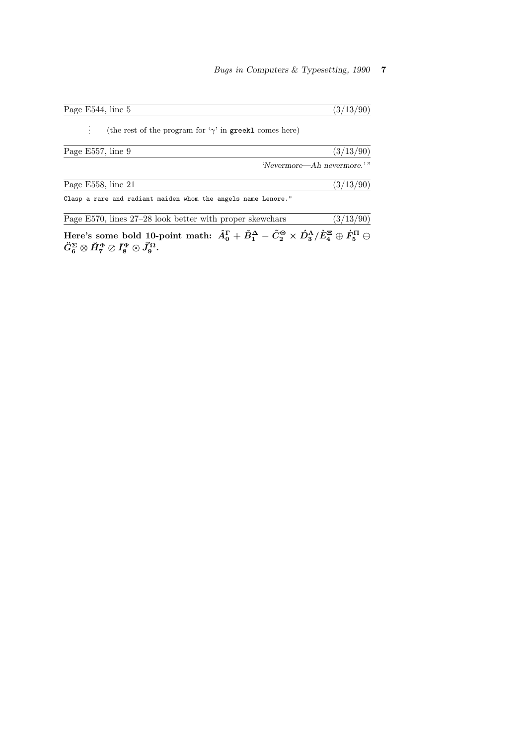Page E544, line 5 (3/13/90)

⋮ (the rest of the program for '$\gamma$' in `greekl` comes here)

Page E557, line 9 (3/13/90)

*'Nevermore—Ah nevermore.' "*

Page E558, line 21 (3/13/90)

```
Clasp a rare and radiant maiden whom the angels name Lenore."
```

Page E570, lines 27–28 look better with proper skewchars (3/13/90)

**Here's some bold 10-point math:** $\boldsymbol{\hat{A}_0^\Gamma + \check{B}_1^\Delta - \tilde{C}_2^\Theta \times \acute{D}_3^\Lambda / \grave{E}_4^\Xi \oplus \dot{F}_5^\Pi \ominus \ddot{G}_6^\Sigma \otimes \breve{H}_7^\Phi \oslash \bar{I}_8^\Psi \odot \vec{J}_9^\Omega}$.